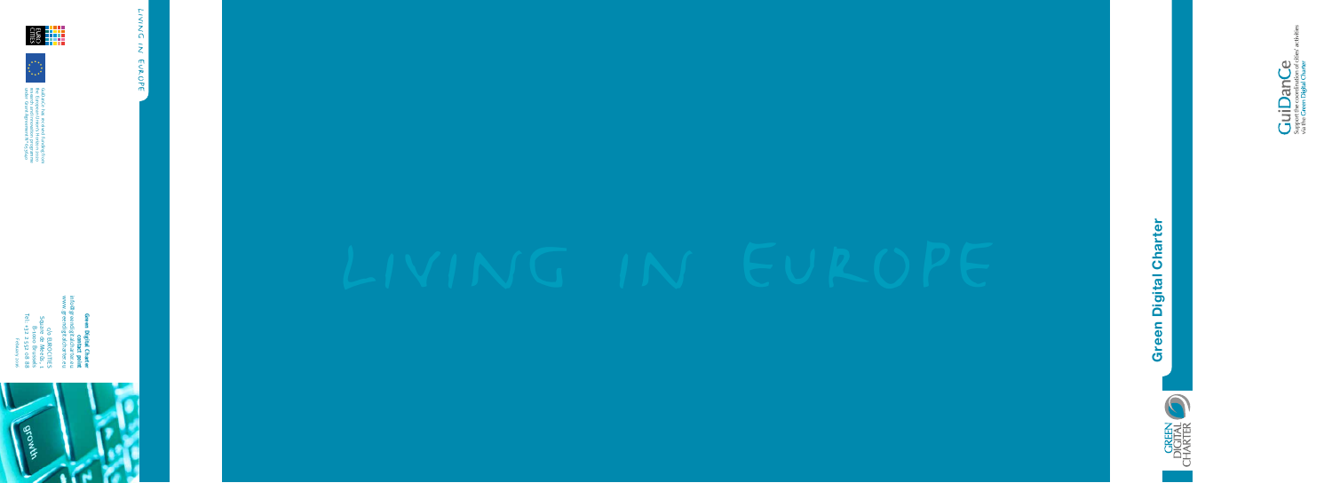# LIVING IN EUROPE

## Green Digital Charter

GREEN DIGITAL CHARTER

GuiDanCe

Support the coordination of cities' activities via the Green Digital Charter

LIVING IN EUROPE

**Green Digital Charter contact point**

info@greendigitalcharter.eu
www.greendigitalcharter.eu

c/o EUROCITIES
Square de Meeûs, 1
B-1000 Brussels
Tel +32 2 552 08 88

February 2011

GuiDanCe has received funding from the European Union's Seventh Framework Programme for research, technological development and demonstration under grant agreement N°250500

growth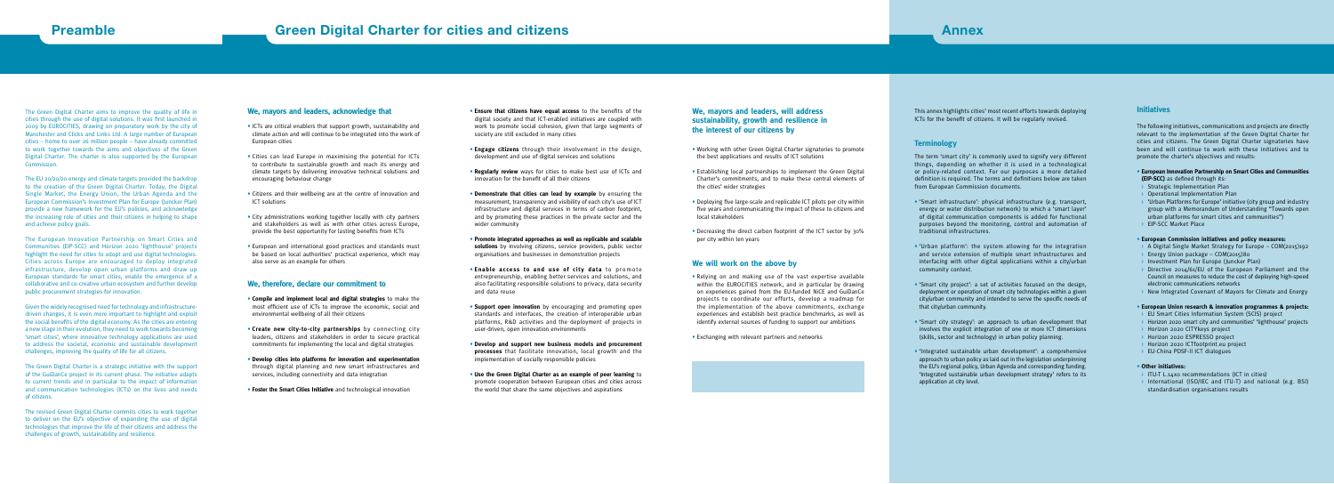# Preamble

The Green Digital Charter aims to improve the quality of life in cities through the use of digital solutions. It was first launched in 2009 by EUROCITIES, drawing on preparatory work by the city of Manchester and Clicks and Links Ltd. A large number of European cities – home to over 26 million people – have already committed to work together towards the aims and objectives of the Green Digital Charter. The charter is also supported by the European Commission.

The EU 20/20/20 energy and climate targets provided the backdrop to the creation of the Green Digital Charter. Today, the Digital Single Market, the Energy Union, the Urban Agenda and the European Commission's Investment Plan for Europe (Juncker Plan) provide a new framework for the EU's policies, and acknowledge the increasing role of cities and their citizens in helping to shape and achieve policy goals.

The European Innovation Partnership on Smart Cities and Communities (EIP-SCC) and Horizon 2020 'lighthouse' projects highlight the need for cities to adopt and use digital technologies. Cities across Europe are encouraged to deploy integrated infrastructure, develop open urban platforms and draw up European standards for smart cities, enable the emergence of a collaborative and co-creative urban ecosystem and further develop public procurement strategies for innovation.

Given the widely recognised need for technology and infrastructure-driven changes, it is even more important to highlight and exploit the social benefits of the digital economy. As the cities are entering a new stage in their evolution, they need to work towards becoming 'smart cities', where innovative technology applications are used to address the societal, economic and sustainable development challenges, improving the quality of life for all citizens.

The Green Digital Charter is a strategic initiative with the support of the GuiDanCe project in its current phase. The initiative adapts to current trends and in particular to the impact of information and communication technologies (ICTs) on the lives and needs of citizens.

The revised Green Digital Charter commits cities to work together to deliver on the EU's objective of expanding the use of digital technologies that improve the life of their citizens and address the challenges of growth, sustainability and resilience.

# Green Digital Charter for cities and citizens

## We, mayors and leaders, acknowledge that

- ICTs are critical enablers that support growth, sustainability and climate action and will continue to be integrated into the work of European cities
- Cities can lead Europe in maximising the potential for ICTs to contribute to sustainable growth and reach its energy and climate targets by delivering innovative technical solutions and encouraging behaviour change
- Citizens and their wellbeing are at the centre of innovation and ICT solutions
- City administrations working together locally with city partners and stakeholders as well as with other cities across Europe, provide the best opportunity for lasting benefits from ICTs
- European and international good practices and standards must be based on local authorities' practical experience, which may also serve as an example for others

## We, therefore, declare our commitment to

- **Compile and implement local and digital strategies** to make the most efficient use of ICTs to improve the economic, social and environmental wellbeing of all their citizens
- **Create new city-to-city partnerships** by connecting city leaders, citizens and stakeholders in order to secure practical commitments for implementing the local and digital strategies
- **Develop cities into platforms for innovation and experimentation** through digital planning and new smart infrastructures and services, including connectivity and data integration
- **Foster the Smart Cities Initiative** and technological innovation
- **Ensure that citizens have equal access** to the benefits of the digital society and that ICT-enabled initiatives are coupled with work to promote social cohesion, given that large segments of society are still excluded in many cities
- **Engage citizens** through their involvement in the design, development and use of digital services and solutions
- **Regularly review** ways for cities to make best use of ICTs and innovation for the benefit of all their citizens
- **Demonstrate that cities can lead by example** by ensuring the measurement, transparency and visibility of each city's use of ICT infrastructure and digital services in terms of carbon footprint, and by promoting these practices in the private sector and the wider community
- **Promote integrated approaches as well as replicable and scalable solutions** by involving citizens, service providers, public sector organisations and businesses in demonstration projects
- **Enable access to and use of city data** to promote entrepreneurship, enabling better services and solutions, and also facilitating responsible solutions to privacy, data security and data reuse
- **Support open innovation** by encouraging and promoting open standards and interfaces, the creation of interoperable urban platforms, R&D activities and the deployment of projects in user-driven, open innovation environments
- **Develop and support new business models and procurement processes** that facilitate innovation, local growth and the implementation of socially responsible policies
- **Use the Green Digital Charter as an example of peer learning** to promote cooperation between European cities and cities across the world that share the same objectives and aspirations

## We, mayors and leaders, will address sustainability, growth and resilience in the interest of our citizens by

- Working with other Green Digital Charter signatories to promote the best applications and results of ICT solutions
- Establishing local partnerships to implement the Green Digital Charter's commitments, and to make these central elements of the cities' wider strategies
- Deploying five large-scale and replicable ICT pilots per city within five years and communicating the impact of these to citizens and local stakeholders
- Decreasing the direct carbon footprint of the ICT sector by 30% per city within ten years

## We will work on the above by

- Relying on and making use of the vast expertise available within the EUROCITIES network, and in particular by drawing on experiences gained from the EU-funded NiCE and GuiDanCe projects to coordinate our efforts, develop a roadmap for the implementation of the above commitments, exchange experiences and establish best practice benchmarks, as well as identify external sources of funding to support our ambitions
- Exchanging with relevant partners and networks

# Annex

This annex highlights cities' most recent efforts towards deploying ICTs for the benefit of citizens. It will be regularly revised.

## Terminology

The term 'smart city' is commonly used to signify very different things, depending on whether it is used in a technological or policy-related context. For our purposes a more detailed definition is required. The terms and definitions below are taken from European Commission documents.

- 'Smart infrastructure': physical infrastructure (e.g. transport, energy or water distribution network) to which a 'smart layer' of digital communication components is added for functional purposes beyond the monitoring, control and automation of traditional infrastructures.
- 'Urban platform': the system allowing for the integration and service extension of multiple smart infrastructures and interfacing with other digital applications within a city/urban community context.
- 'Smart city project': a set of activities focused on the design, deployment or operation of smart city technologies within a given city/urban community and intended to serve the specific needs of that city/urban community.
- 'Smart city strategy': an approach to urban development that involves the explicit integration of one or more ICT dimensions (skills, sector and technology) in urban policy planning.
- 'Integrated sustainable urban development': a comprehensive approach to urban policy as laid out in the legislation underpinning the EU's regional policy, Urban Agenda and corresponding funding. 'Integrated sustainable urban development strategy' refers to its application at city level.

## Initiatives

The following initiatives, communications and projects are directly relevant to the implementation of the Green Digital Charter for cities and citizens. The Green Digital Charter signatories have been and will continue to work with these initiatives and to promote the charter's objectives and results:

- **European Innovation Partnership on Smart Cities and Communities (EIP-SCC)** as defined through its:
  - Strategic Implementation Plan
  - Operational Implementation Plan
  - 'Urban Platforms for Europe' initiative (city group and industry group with a Memorandum of Understanding "Towards open urban platforms for smart cities and communities")
  - EIP-SCC Market Place
- **European Commission initiatives and policy measures:**
  - A Digital Single Market Strategy for Europe – COM(2015)192
  - Energy Union package – COM(2015)80
  - Investment Plan for Europe (Juncker Plan)
  - Directive 2014/61/EU of the European Parliament and the Council on measures to reduce the cost of deploying high-speed electronic communications networks
  - New Integrated Covenant of Mayors for Climate and Energy
- **European Union research & innovation programmes & projects:**
  - EU Smart Cities Information System (SCIS) project
  - Horizon 2020 smart city and communities' 'lighthouse' projects
  - Horizon 2020 CITYkeys project
  - Horizon 2020 ESPRESSO project
  - Horizon 2020 ICTfootprint.eu project
  - EU-China PDSF-II ICT dialogues
- **Other initiatives:**
  - ITU-T L.1400 recommendations (ICT in cities)
  - International (ISO/IEC and ITU-T) and national (e.g. BSI) standardisation organisations results